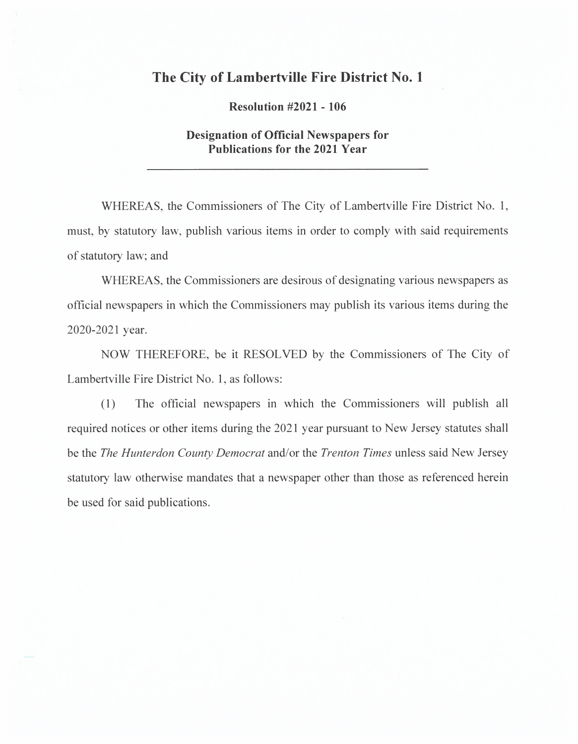# The City of Lambertville Fire District No. 1

**Resolution #2021 - 106**

**Designation of Official Newspapers for Publications for the 2021 Year**

---

WHEREAS, the Commissioners of The City of Lambertville Fire District No. 1, must, by statutory law, publish various items in order to comply with said requirements of statutory law; and

WHEREAS, the Commissioners are desirous of designating various newspapers as official newspapers in which the Commissioners may publish its various items during the 2020-2021 year.

NOW THEREFORE, be it RESOLVED by the Commissioners of The City of Lambertville Fire District No. 1, as follows:

(1) The official newspapers in which the Commissioners will publish all required notices or other items during the 2021 year pursuant to New Jersey statutes shall be the *The Hunterdon County Democrat* and/or the *Trenton Times* unless said New Jersey statutory law otherwise mandates that a newspaper other than those as referenced herein be used for said publications.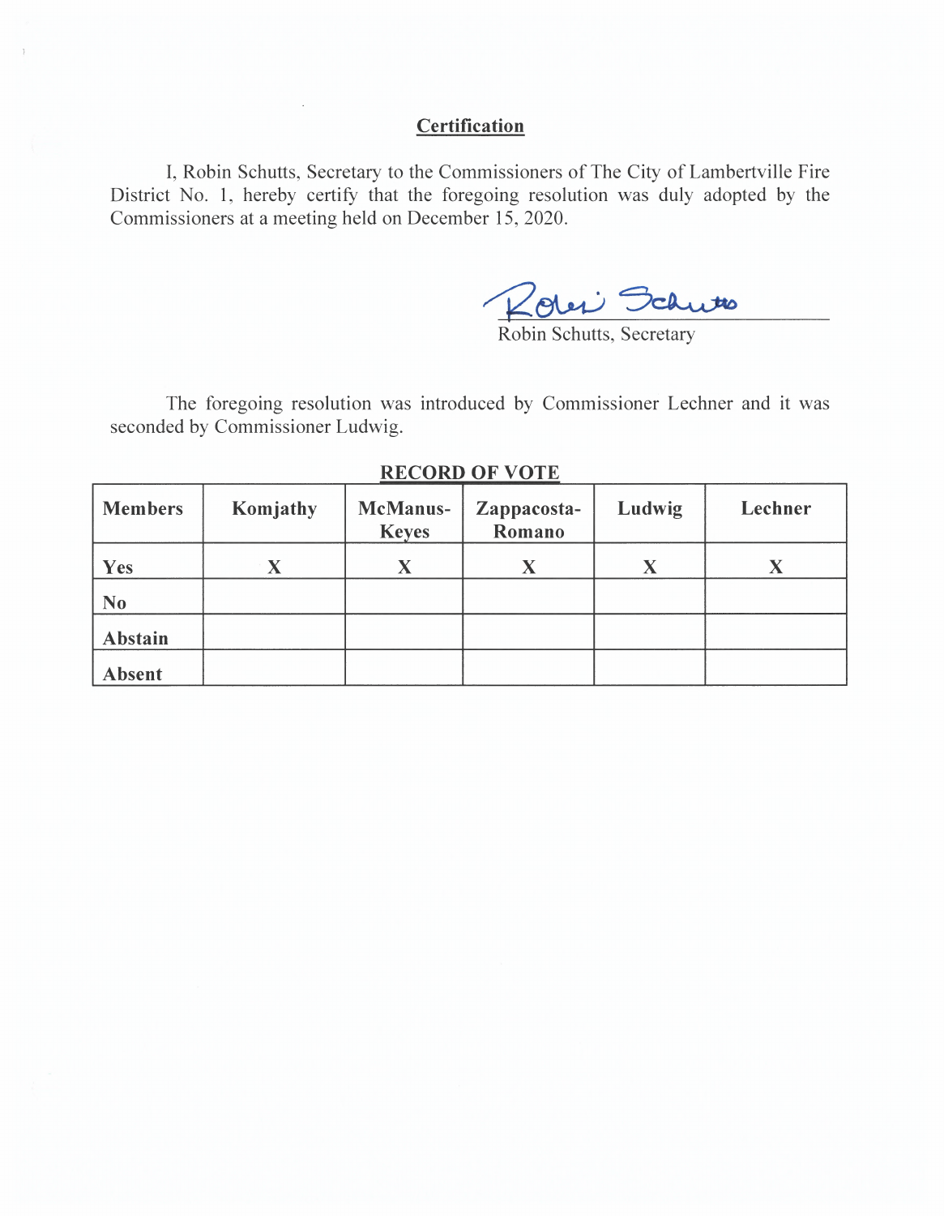## Certification

I, Robin Schutts, Secretary to the Commissioners of The City of Lambertville Fire District No. 1, hereby certify that the foregoing resolution was duly adopted by the Commissioners at a meeting held on December 15, 2020.

Robin Schutts

Robin Schutts, Secretary

The foregoing resolution was introduced by Commissioner Lechner and it was seconded by Commissioner Ludwig.

**RECORD OF VOTE**

| Members | Komjathy | McManus-Keyes | Zappacosta-Romano | Ludwig | Lechner |
|---|---|---|---|---|---|
| Yes | X | X | X | X | X |
| No | | | | | |
| Abstain | | | | | |
| Absent | | | | | |